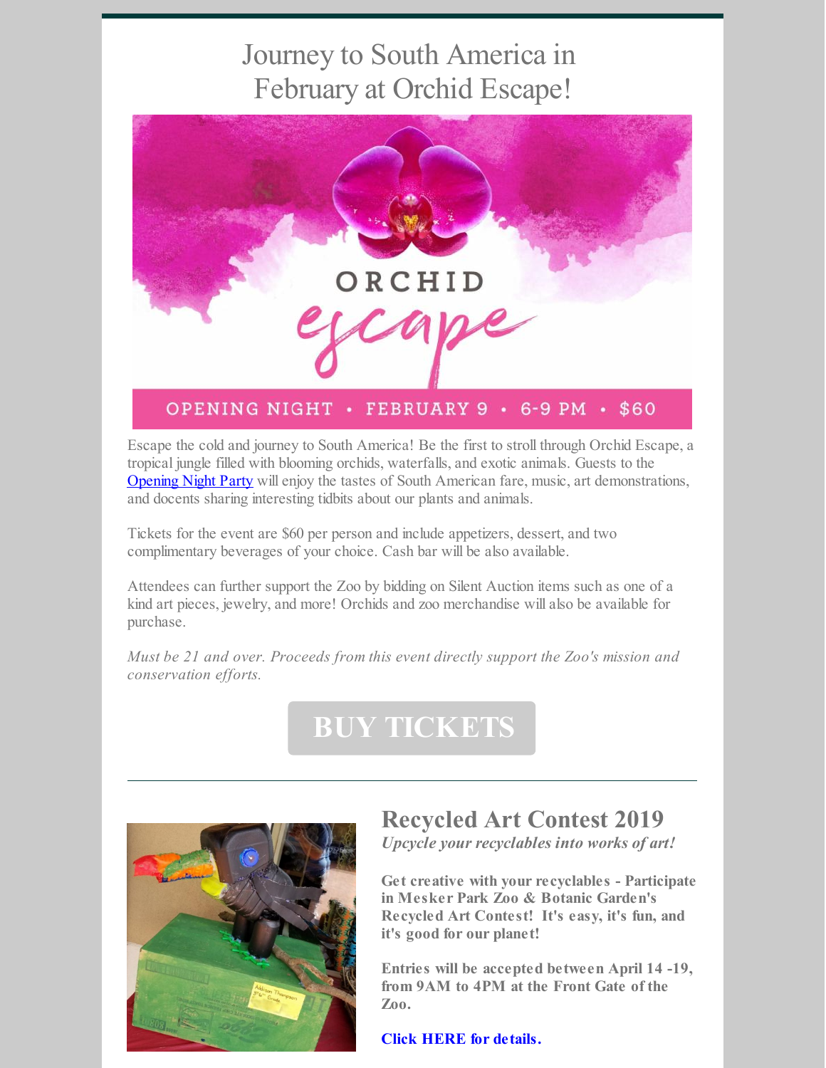# Journey to South America in February at Orchid Escape!

ORCHID escape

OPENING NIGHT • FEBRUARY 9 • 6-9 PM • $60

Escape the cold and journey to South America! Be the first to stroll through Orchid Escape, a tropical jungle filled with blooming orchids, waterfalls, and exotic animals. Guests to the Opening Night Party will enjoy the tastes of South American fare, music, art demonstrations, and docents sharing interesting tidbits about our plants and animals.

Tickets for the event are $60 per person and include appetizers, dessert, and two complimentary beverages of your choice. Cash bar will be also available.

Attendees can further support the Zoo by bidding on Silent Auction items such as one of a kind art pieces, jewelry, and more! Orchids and zoo merchandise will also be available for purchase.

*Must be 21 and over. Proceeds from this event directly support the Zoo's mission and conservation efforts.*

**BUY TICKETS**

---

## Recycled Art Contest 2019

***Upcycle your recyclables into works of art!***

**Get creative with your recyclables - Participate in Mesker Park Zoo & Botanic Garden's Recycled Art Contest! It's easy, it's fun, and it's good for our planet!**

**Entries will be accepted between April 14 -19, from 9AM to 4PM at the Front Gate of the Zoo.**

**Click HERE for details.**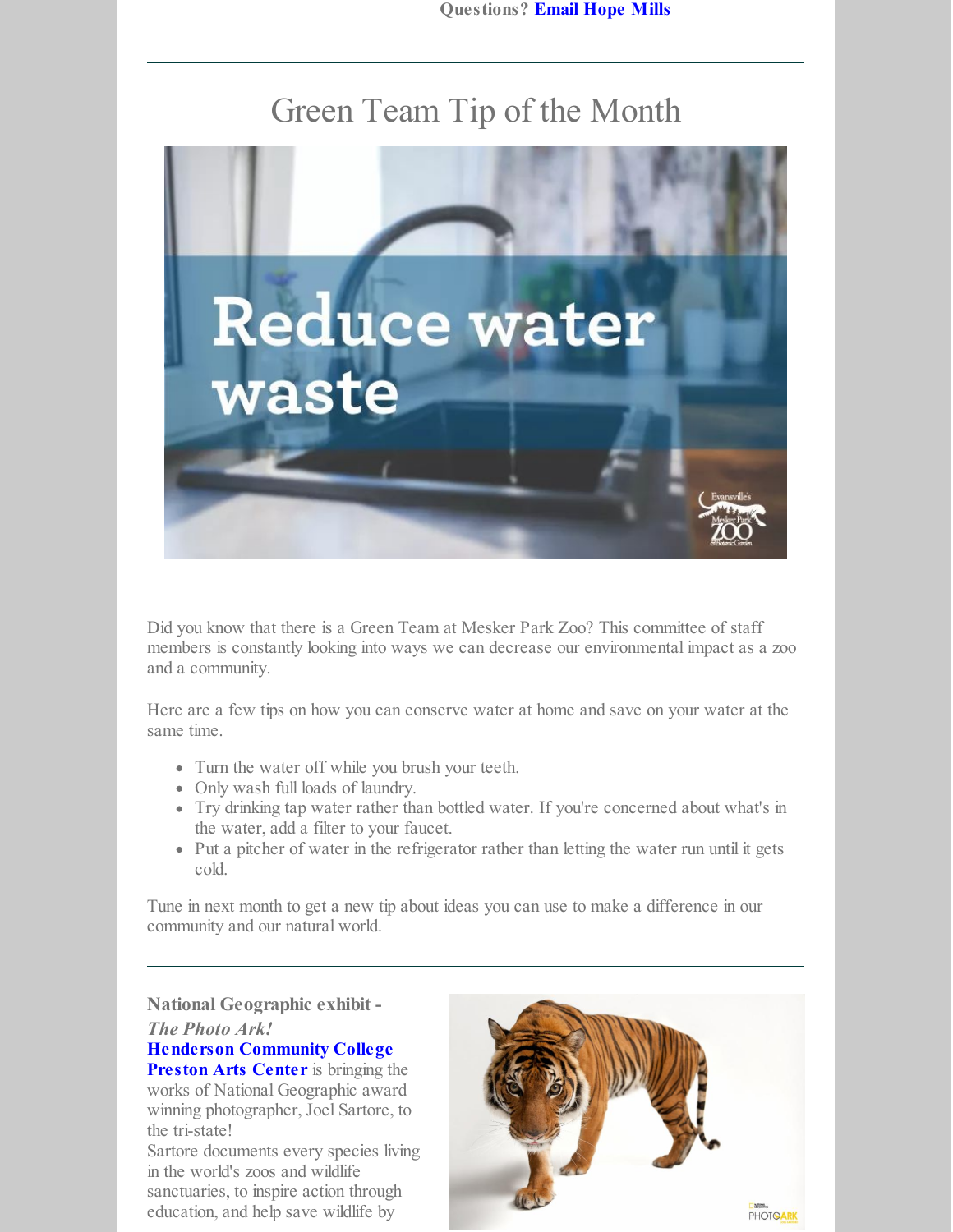Questions? **Email Hope Mills**

---

# Green Team Tip of the Month

Did you know that there is a Green Team at Mesker Park Zoo? This committee of staff members is constantly looking into ways we can decrease our environmental impact as a zoo and a community.

Here are a few tips on how you can conserve water at home and save on your water at the same time.

- Turn the water off while you brush your teeth.
- Only wash full loads of laundry.
- Try drinking tap water rather than bottled water. If you're concerned about what's in the water, add a filter to your faucet.
- Put a pitcher of water in the refrigerator rather than letting the water run until it gets cold.

Tune in next month to get a new tip about ideas you can use to make a difference in our community and our natural world.

---

**National Geographic exhibit -** ***The Photo Ark!***

**Henderson Community College Preston Arts Center** is bringing the works of National Geographic award winning photographer, Joel Sartore, to the tri-state!

Sartore documents every species living in the world's zoos and wildlife sanctuaries, to inspire action through education, and help save wildlife by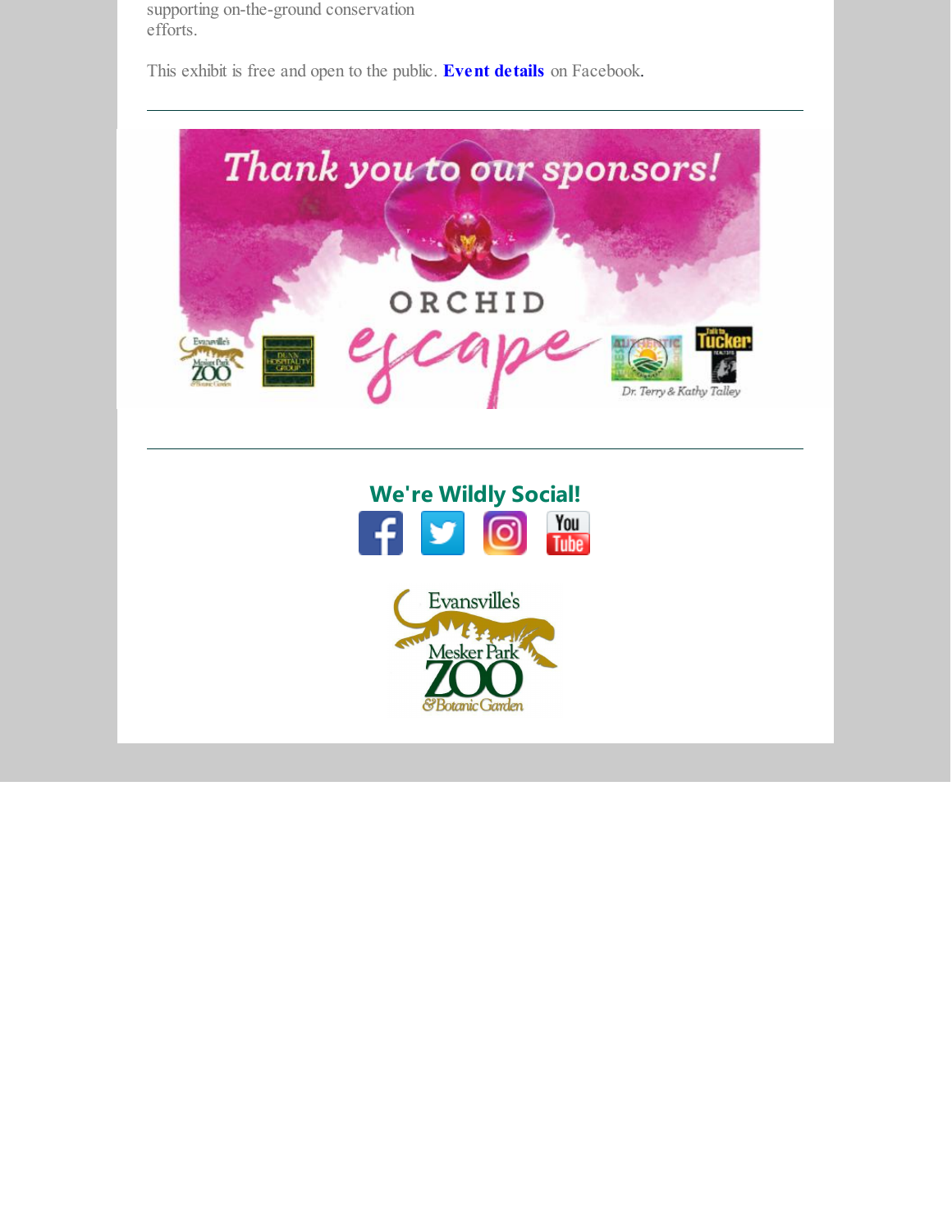supporting on-the-ground conservation efforts.

This exhibit is free and open to the public. **Event details** on Facebook.

---

---

We're Wildly Social!